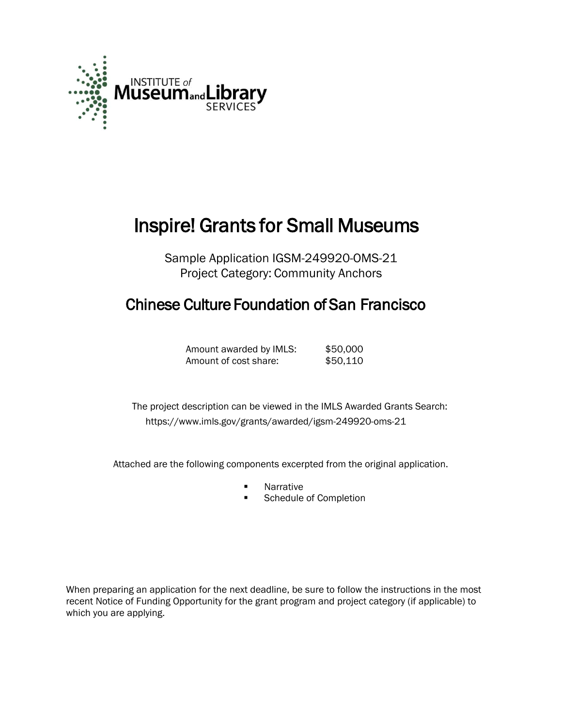INSTITUTE of Museum and Library SERVICES

# Inspire! Grants for Small Museums

Sample Application IGSM-249920-OMS-21
Project Category: Community Anchors

## Chinese Culture Foundation of San Francisco

| | |
|---|---|
| Amount awarded by IMLS: | $50,000 |
| Amount of cost share: | $50,110 |

The project description can be viewed in the IMLS Awarded Grants Search:
https://www.imls.gov/grants/awarded/igsm-249920-oms-21

Attached are the following components excerpted from the original application.

- Narrative
- Schedule of Completion

When preparing an application for the next deadline, be sure to follow the instructions in the most recent Notice of Funding Opportunity for the grant program and project category (if applicable) to which you are applying.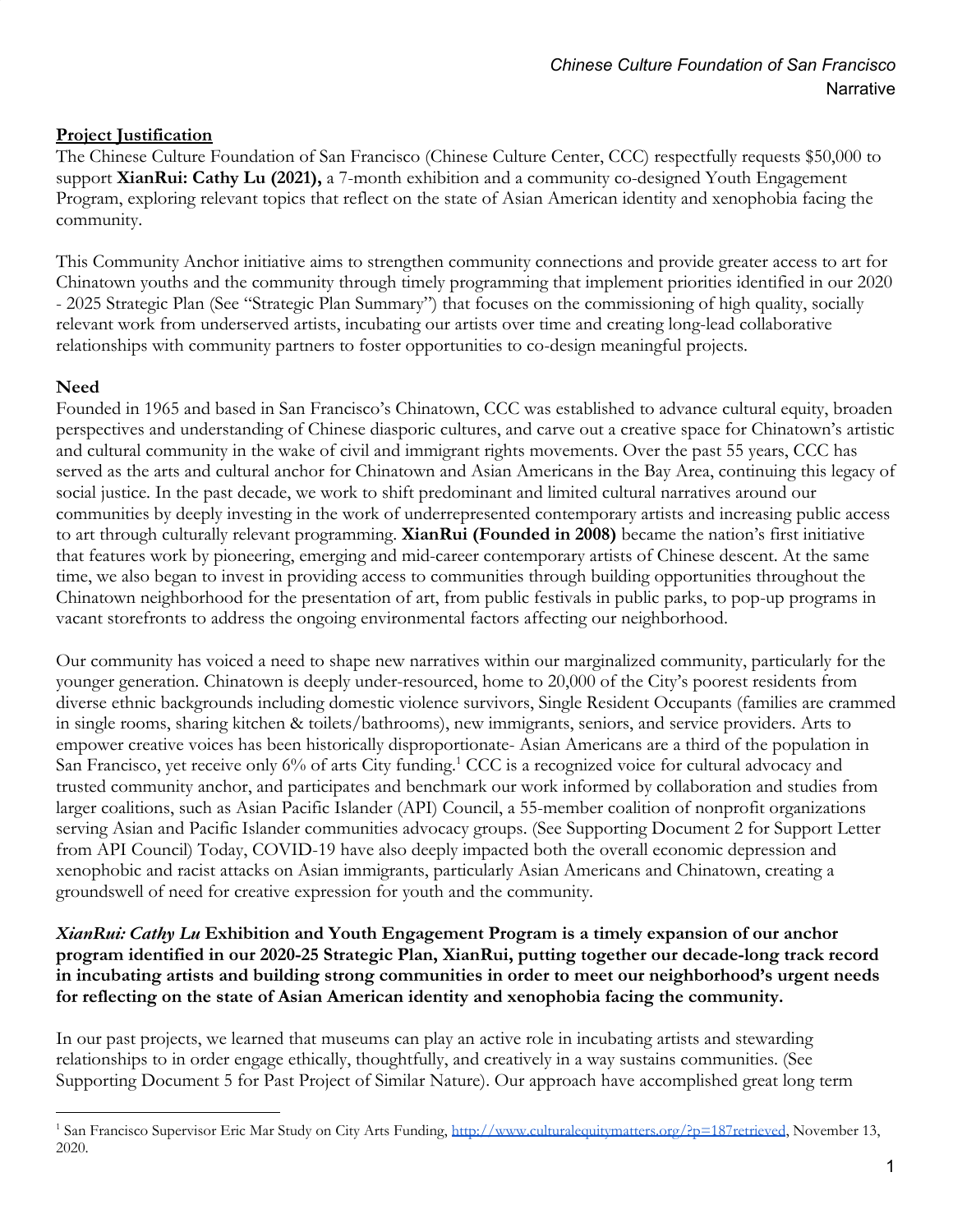**Project Justification**

The Chinese Culture Foundation of San Francisco (Chinese Culture Center, CCC) respectfully requests $50,000 to support **XianRui: Cathy Lu (2021),** a 7-month exhibition and a community co-designed Youth Engagement Program, exploring relevant topics that reflect on the state of Asian American identity and xenophobia facing the community.

This Community Anchor initiative aims to strengthen community connections and provide greater access to art for Chinatown youths and the community through timely programming that implement priorities identified in our 2020 - 2025 Strategic Plan (See "Strategic Plan Summary") that focuses on the commissioning of high quality, socially relevant work from underserved artists, incubating our artists over time and creating long-lead collaborative relationships with community partners to foster opportunities to co-design meaningful projects.

**Need**

Founded in 1965 and based in San Francisco's Chinatown, CCC was established to advance cultural equity, broaden perspectives and understanding of Chinese diasporic cultures, and carve out a creative space for Chinatown's artistic and cultural community in the wake of civil and immigrant rights movements. Over the past 55 years, CCC has served as the arts and cultural anchor for Chinatown and Asian Americans in the Bay Area, continuing this legacy of social justice. In the past decade, we work to shift predominant and limited cultural narratives around our communities by deeply investing in the work of underrepresented contemporary artists and increasing public access to art through culturally relevant programming. **XianRui (Founded in 2008)** became the nation's first initiative that features work by pioneering, emerging and mid-career contemporary artists of Chinese descent. At the same time, we also began to invest in providing access to communities through building opportunities throughout the Chinatown neighborhood for the presentation of art, from public festivals in public parks, to pop-up programs in vacant storefronts to address the ongoing environmental factors affecting our neighborhood.

Our community has voiced a need to shape new narratives within our marginalized community, particularly for the younger generation. Chinatown is deeply under-resourced, home to 20,000 of the City's poorest residents from diverse ethnic backgrounds including domestic violence survivors, Single Resident Occupants (families are crammed in single rooms, sharing kitchen & toilets/bathrooms), new immigrants, seniors, and service providers. Arts to empower creative voices has been historically disproportionate- Asian Americans are a third of the population in San Francisco, yet receive only 6% of arts City funding.[1] CCC is a recognized voice for cultural advocacy and trusted community anchor, and participates and benchmark our work informed by collaboration and studies from larger coalitions, such as Asian Pacific Islander (API) Council, a 55-member coalition of nonprofit organizations serving Asian and Pacific Islander communities advocacy groups. (See Supporting Document 2 for Support Letter from API Council) Today, COVID-19 have also deeply impacted both the overall economic depression and xenophobic and racist attacks on Asian immigrants, particularly Asian Americans and Chinatown, creating a groundswell of need for creative expression for youth and the community.

***XianRui: Cathy Lu*** **Exhibition and Youth Engagement Program is a timely expansion of our anchor program identified in our 2020-25 Strategic Plan, XianRui, putting together our decade-long track record in incubating artists and building strong communities in order to meet our neighborhood's urgent needs for reflecting on the state of Asian American identity and xenophobia facing the community.**

In our past projects, we learned that museums can play an active role in incubating artists and stewarding relationships to in order engage ethically, thoughtfully, and creatively in a way sustains communities. (See Supporting Document 5 for Past Project of Similar Nature). Our approach have accomplished great long term

[1] San Francisco Supervisor Eric Mar Study on City Arts Funding, http://www.culturalequitymatters.org/?p=187retrieved, November 13, 2020.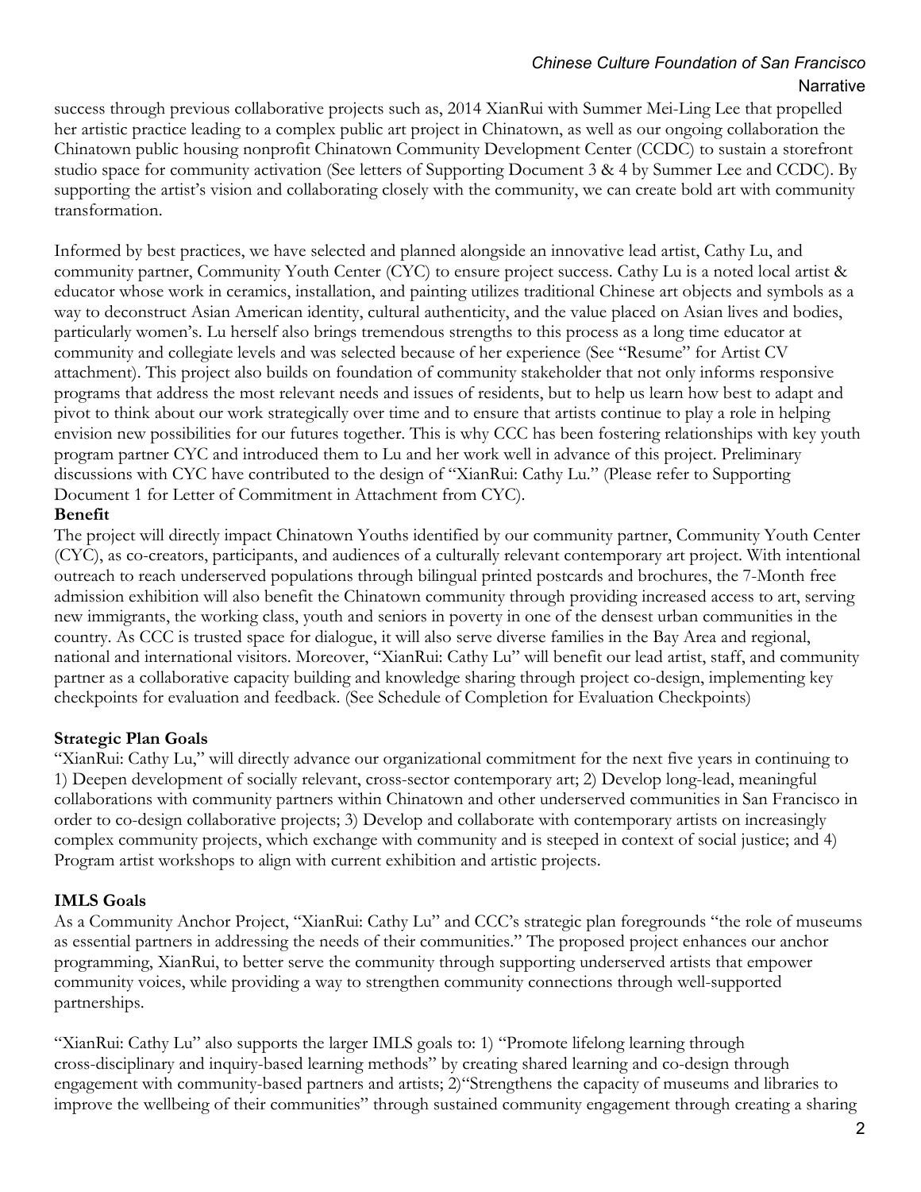success through previous collaborative projects such as, 2014 XianRui with Summer Mei-Ling Lee that propelled her artistic practice leading to a complex public art project in Chinatown, as well as our ongoing collaboration the Chinatown public housing nonprofit Chinatown Community Development Center (CCDC) to sustain a storefront studio space for community activation (See letters of Supporting Document 3 & 4 by Summer Lee and CCDC). By supporting the artist's vision and collaborating closely with the community, we can create bold art with community transformation.

Informed by best practices, we have selected and planned alongside an innovative lead artist, Cathy Lu, and community partner, Community Youth Center (CYC) to ensure project success. Cathy Lu is a noted local artist & educator whose work in ceramics, installation, and painting utilizes traditional Chinese art objects and symbols as a way to deconstruct Asian American identity, cultural authenticity, and the value placed on Asian lives and bodies, particularly women's. Lu herself also brings tremendous strengths to this process as a long time educator at community and collegiate levels and was selected because of her experience (See "Resume" for Artist CV attachment). This project also builds on foundation of community stakeholder that not only informs responsive programs that address the most relevant needs and issues of residents, but to help us learn how best to adapt and pivot to think about our work strategically over time and to ensure that artists continue to play a role in helping envision new possibilities for our futures together. This is why CCC has been fostering relationships with key youth program partner CYC and introduced them to Lu and her work well in advance of this project. Preliminary discussions with CYC have contributed to the design of "XianRui: Cathy Lu." (Please refer to Supporting Document 1 for Letter of Commitment in Attachment from CYC).

**Benefit**

The project will directly impact Chinatown Youths identified by our community partner, Community Youth Center (CYC), as co-creators, participants, and audiences of a culturally relevant contemporary art project. With intentional outreach to reach underserved populations through bilingual printed postcards and brochures, the 7-Month free admission exhibition will also benefit the Chinatown community through providing increased access to art, serving new immigrants, the working class, youth and seniors in poverty in one of the densest urban communities in the country. As CCC is trusted space for dialogue, it will also serve diverse families in the Bay Area and regional, national and international visitors. Moreover, "XianRui: Cathy Lu" will benefit our lead artist, staff, and community partner as a collaborative capacity building and knowledge sharing through project co-design, implementing key checkpoints for evaluation and feedback. (See Schedule of Completion for Evaluation Checkpoints)

**Strategic Plan Goals**

"XianRui: Cathy Lu," will directly advance our organizational commitment for the next five years in continuing to 1) Deepen development of socially relevant, cross-sector contemporary art; 2) Develop long-lead, meaningful collaborations with community partners within Chinatown and other underserved communities in San Francisco in order to co-design collaborative projects; 3) Develop and collaborate with contemporary artists on increasingly complex community projects, which exchange with community and is steeped in context of social justice; and 4) Program artist workshops to align with current exhibition and artistic projects.

**IMLS Goals**

As a Community Anchor Project, "XianRui: Cathy Lu" and CCC's strategic plan foregrounds "the role of museums as essential partners in addressing the needs of their communities." The proposed project enhances our anchor programming, XianRui, to better serve the community through supporting underserved artists that empower community voices, while providing a way to strengthen community connections through well-supported partnerships.

"XianRui: Cathy Lu" also supports the larger IMLS goals to: 1) "Promote lifelong learning through cross-disciplinary and inquiry-based learning methods" by creating shared learning and co-design through engagement with community-based partners and artists; 2)"Strengthens the capacity of museums and libraries to improve the wellbeing of their communities" through sustained community engagement through creating a sharing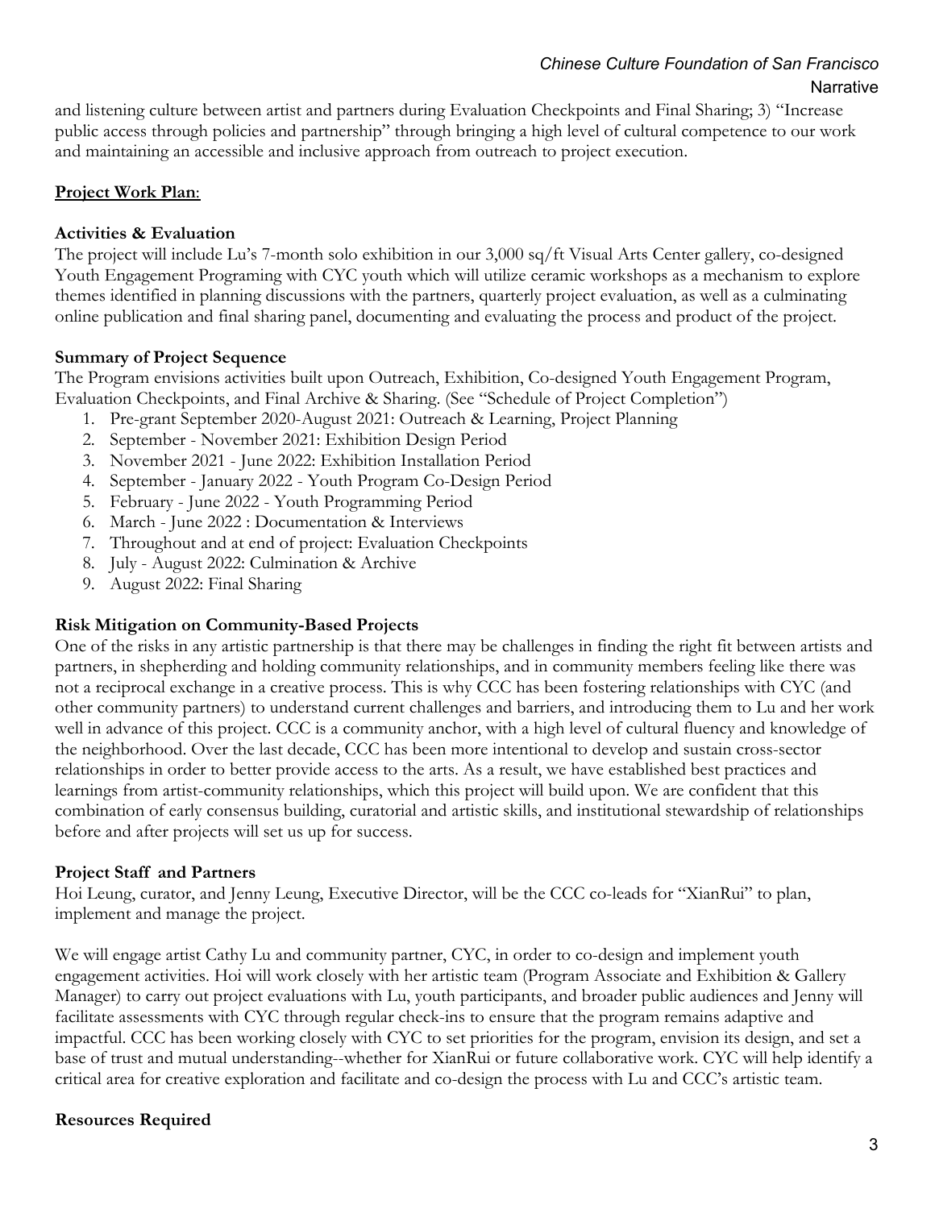and listening culture between artist and partners during Evaluation Checkpoints and Final Sharing; 3) "Increase public access through policies and partnership" through bringing a high level of cultural competence to our work and maintaining an accessible and inclusive approach from outreach to project execution.

**Project Work Plan**:

**Activities & Evaluation**

The project will include Lu's 7-month solo exhibition in our 3,000 sq/ft Visual Arts Center gallery, co-designed Youth Engagement Programing with CYC youth which will utilize ceramic workshops as a mechanism to explore themes identified in planning discussions with the partners, quarterly project evaluation, as well as a culminating online publication and final sharing panel, documenting and evaluating the process and product of the project.

**Summary of Project Sequence**

The Program envisions activities built upon Outreach, Exhibition, Co-designed Youth Engagement Program, Evaluation Checkpoints, and Final Archive & Sharing. (See "Schedule of Project Completion")

1. Pre-grant September 2020-August 2021: Outreach & Learning, Project Planning
2. September - November 2021: Exhibition Design Period
3. November 2021 - June 2022: Exhibition Installation Period
4. September - January 2022 - Youth Program Co-Design Period
5. February - June 2022 - Youth Programming Period
6. March - June 2022 : Documentation & Interviews
7. Throughout and at end of project: Evaluation Checkpoints
8. July - August 2022: Culmination & Archive
9. August 2022: Final Sharing

**Risk Mitigation on Community-Based Projects**

One of the risks in any artistic partnership is that there may be challenges in finding the right fit between artists and partners, in shepherding and holding community relationships, and in community members feeling like there was not a reciprocal exchange in a creative process. This is why CCC has been fostering relationships with CYC (and other community partners) to understand current challenges and barriers, and introducing them to Lu and her work well in advance of this project. CCC is a community anchor, with a high level of cultural fluency and knowledge of the neighborhood. Over the last decade, CCC has been more intentional to develop and sustain cross-sector relationships in order to better provide access to the arts. As a result, we have established best practices and learnings from artist-community relationships, which this project will build upon. We are confident that this combination of early consensus building, curatorial and artistic skills, and institutional stewardship of relationships before and after projects will set us up for success.

**Project Staff and Partners**

Hoi Leung, curator, and Jenny Leung, Executive Director, will be the CCC co-leads for "XianRui" to plan, implement and manage the project.

We will engage artist Cathy Lu and community partner, CYC, in order to co-design and implement youth engagement activities. Hoi will work closely with her artistic team (Program Associate and Exhibition & Gallery Manager) to carry out project evaluations with Lu, youth participants, and broader public audiences and Jenny will facilitate assessments with CYC through regular check-ins to ensure that the program remains adaptive and impactful. CCC has been working closely with CYC to set priorities for the program, envision its design, and set a base of trust and mutual understanding--whether for XianRui or future collaborative work. CYC will help identify a critical area for creative exploration and facilitate and co-design the process with Lu and CCC's artistic team.

**Resources Required**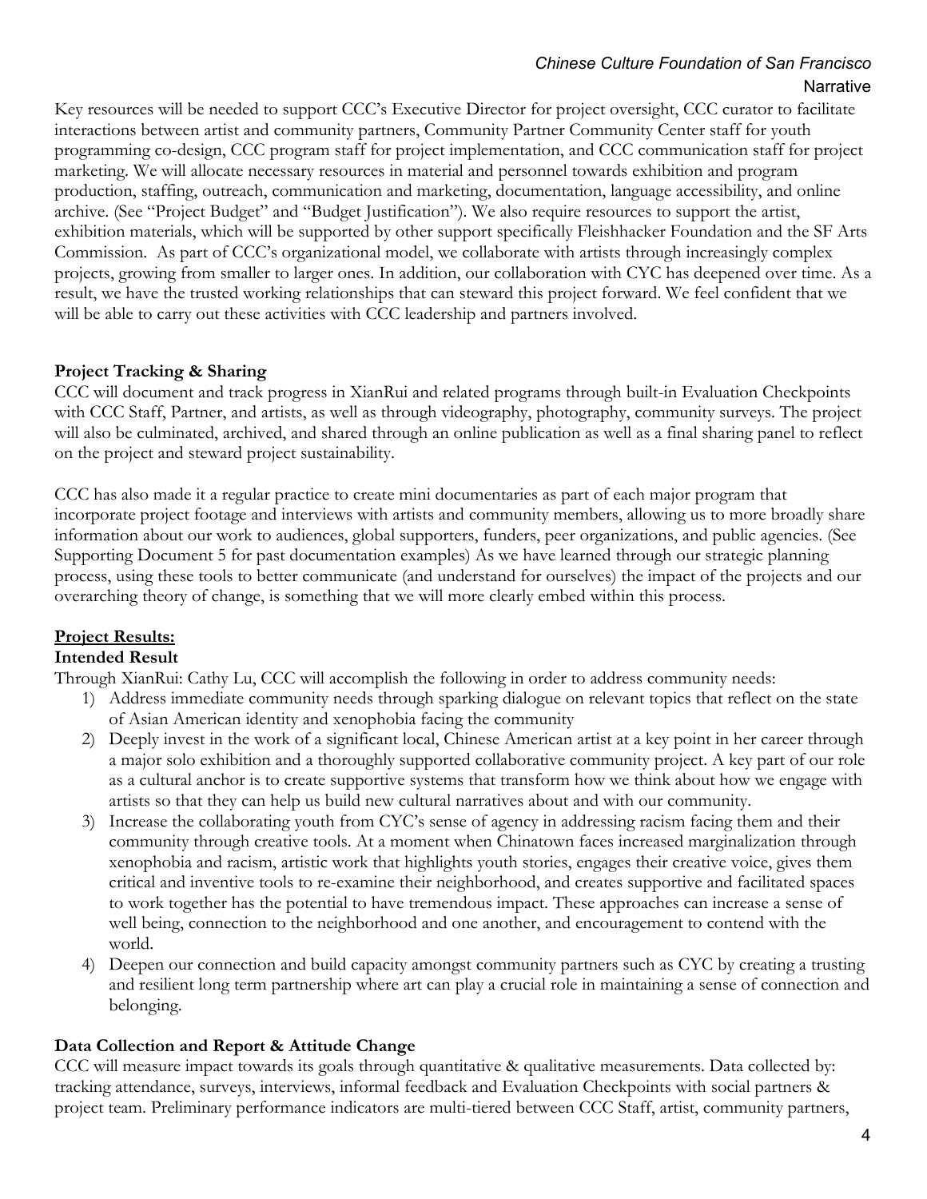Key resources will be needed to support CCC's Executive Director for project oversight, CCC curator to facilitate interactions between artist and community partners, Community Partner Community Center staff for youth programming co-design, CCC program staff for project implementation, and CCC communication staff for project marketing. We will allocate necessary resources in material and personnel towards exhibition and program production, staffing, outreach, communication and marketing, documentation, language accessibility, and online archive. (See "Project Budget" and "Budget Justification"). We also require resources to support the artist, exhibition materials, which will be supported by other support specifically Fleishhacker Foundation and the SF Arts Commission. As part of CCC's organizational model, we collaborate with artists through increasingly complex projects, growing from smaller to larger ones. In addition, our collaboration with CYC has deepened over time. As a result, we have the trusted working relationships that can steward this project forward. We feel confident that we will be able to carry out these activities with CCC leadership and partners involved.

**Project Tracking & Sharing**

CCC will document and track progress in XianRui and related programs through built-in Evaluation Checkpoints with CCC Staff, Partner, and artists, as well as through videography, photography, community surveys. The project will also be culminated, archived, and shared through an online publication as well as a final sharing panel to reflect on the project and steward project sustainability.

CCC has also made it a regular practice to create mini documentaries as part of each major program that incorporate project footage and interviews with artists and community members, allowing us to more broadly share information about our work to audiences, global supporters, funders, peer organizations, and public agencies. (See Supporting Document 5 for past documentation examples) As we have learned through our strategic planning process, using these tools to better communicate (and understand for ourselves) the impact of the projects and our overarching theory of change, is something that we will more clearly embed within this process.

**Project Results:**

**Intended Result**

Through XianRui: Cathy Lu, CCC will accomplish the following in order to address community needs:

1) Address immediate community needs through sparking dialogue on relevant topics that reflect on the state of Asian American identity and xenophobia facing the community
2) Deeply invest in the work of a significant local, Chinese American artist at a key point in her career through a major solo exhibition and a thoroughly supported collaborative community project. A key part of our role as a cultural anchor is to create supportive systems that transform how we think about how we engage with artists so that they can help us build new cultural narratives about and with our community.
3) Increase the collaborating youth from CYC's sense of agency in addressing racism facing them and their community through creative tools. At a moment when Chinatown faces increased marginalization through xenophobia and racism, artistic work that highlights youth stories, engages their creative voice, gives them critical and inventive tools to re-examine their neighborhood, and creates supportive and facilitated spaces to work together has the potential to have tremendous impact. These approaches can increase a sense of well being, connection to the neighborhood and one another, and encouragement to contend with the world.
4) Deepen our connection and build capacity amongst community partners such as CYC by creating a trusting and resilient long term partnership where art can play a crucial role in maintaining a sense of connection and belonging.

**Data Collection and Report & Attitude Change**

CCC will measure impact towards its goals through quantitative & qualitative measurements. Data collected by: tracking attendance, surveys, interviews, informal feedback and Evaluation Checkpoints with social partners & project team. Preliminary performance indicators are multi-tiered between CCC Staff, artist, community partners,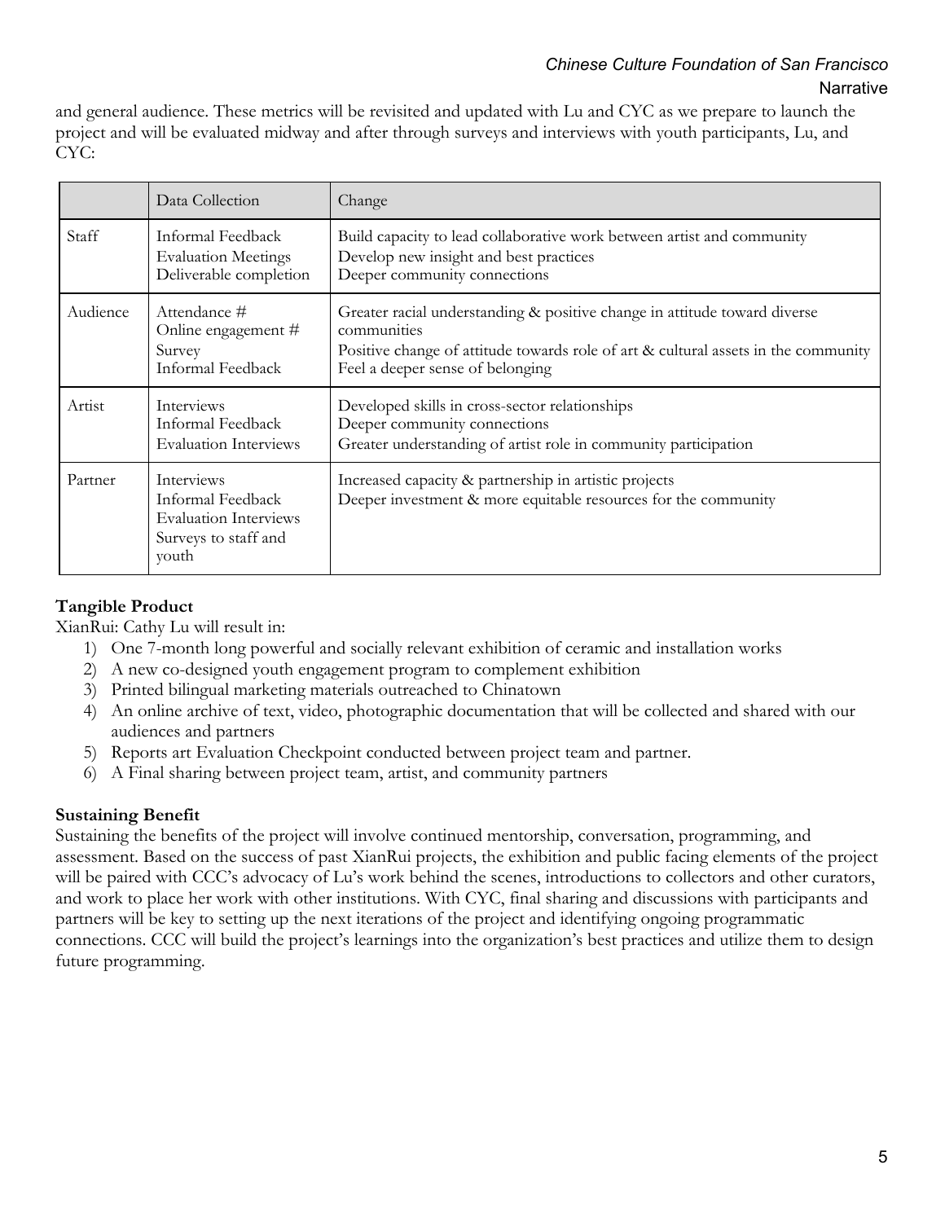and general audience. These metrics will be revisited and updated with Lu and CYC as we prepare to launch the project and will be evaluated midway and after through surveys and interviews with youth participants, Lu, and CYC:

| | Data Collection | Change |
|---|---|---|
| Staff | Informal Feedback<br>Evaluation Meetings<br>Deliverable completion | Build capacity to lead collaborative work between artist and community<br>Develop new insight and best practices<br>Deeper community connections |
| Audience | Attendance #<br>Online engagement #<br>Survey<br>Informal Feedback | Greater racial understanding & positive change in attitude toward diverse communities<br>Positive change of attitude towards role of art & cultural assets in the community<br>Feel a deeper sense of belonging |
| Artist | Interviews<br>Informal Feedback<br>Evaluation Interviews | Developed skills in cross-sector relationships<br>Deeper community connections<br>Greater understanding of artist role in community participation |
| Partner | Interviews<br>Informal Feedback<br>Evaluation Interviews<br>Surveys to staff and youth | Increased capacity & partnership in artistic projects<br>Deeper investment & more equitable resources for the community |

**Tangible Product**

XianRui: Cathy Lu will result in:

1) One 7-month long powerful and socially relevant exhibition of ceramic and installation works
2) A new co-designed youth engagement program to complement exhibition
3) Printed bilingual marketing materials outreached to Chinatown
4) An online archive of text, video, photographic documentation that will be collected and shared with our audiences and partners
5) Reports art Evaluation Checkpoint conducted between project team and partner.
6) A Final sharing between project team, artist, and community partners

**Sustaining Benefit**

Sustaining the benefits of the project will involve continued mentorship, conversation, programming, and assessment. Based on the success of past XianRui projects, the exhibition and public facing elements of the project will be paired with CCC's advocacy of Lu's work behind the scenes, introductions to collectors and other curators, and work to place her work with other institutions. With CYC, final sharing and discussions with participants and partners will be key to setting up the next iterations of the project and identifying ongoing programmatic connections. CCC will build the project's learnings into the organization's best practices and utilize them to design future programming.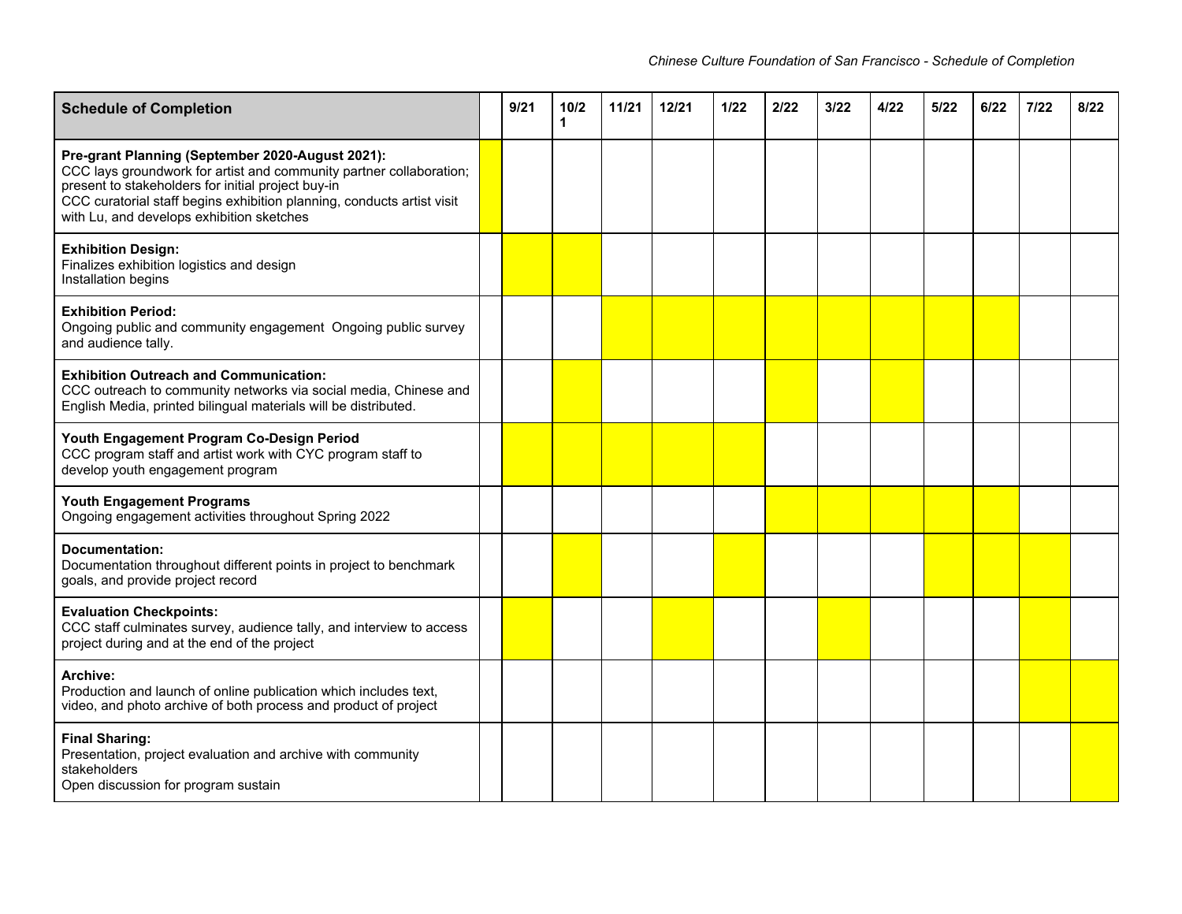| Schedule of Completion | | 9/21 | 10/21 | 11/21 | 12/21 | 1/22 | 2/22 | 3/22 | 4/22 | 5/22 | 6/22 | 7/22 | 8/22 |
|---|---|---|---|---|---|---|---|---|---|---|---|---|---|
| **Pre-grant Planning (September 2020-August 2021):** CCC lays groundwork for artist and community partner collaboration; present to stakeholders for initial project buy-in CCC curatorial staff begins exhibition planning, conducts artist visit with Lu, and develops exhibition sketches | ■ | | | | | | | | | | | | |
| **Exhibition Design:** Finalizes exhibition logistics and design Installation begins | | ■ | ■ | | | | | | | | | | |
| **Exhibition Period:** Ongoing public and community engagement Ongoing public survey and audience tally. | | | | ■ | ■ | ■ | ■ | ■ | ■ | ■ | ■ | | |
| **Exhibition Outreach and Communication:** CCC outreach to community networks via social media, Chinese and English Media, printed bilingual materials will be distributed. | | | ■ | | | | ■ | | ■ | | | | |
| **Youth Engagement Program Co-Design Period** CCC program staff and artist work with CYC program staff to develop youth engagement program | | ■ | ■ | ■ | ■ | ■ | | | | | | | |
| **Youth Engagement Programs** Ongoing engagement activities throughout Spring 2022 | | | | | | | ■ | ■ | ■ | ■ | ■ | | |
| **Documentation:** Documentation throughout different points in project to benchmark goals, and provide project record | | | ■ | | | ■ | | | | ■ | ■ | ■ | |
| **Evaluation Checkpoints:** CCC staff culminates survey, audience tally, and interview to access project during and at the end of the project | | ■ | | | ■ | | | ■ | | | | ■ | |
| **Archive:** Production and launch of online publication which includes text, video, and photo archive of both process and product of project | | | | | | | | | | | | ■ | ■ |
| **Final Sharing:** Presentation, project evaluation and archive with community stakeholders Open discussion for program sustain | | | | | | | | | | | | | ■ |